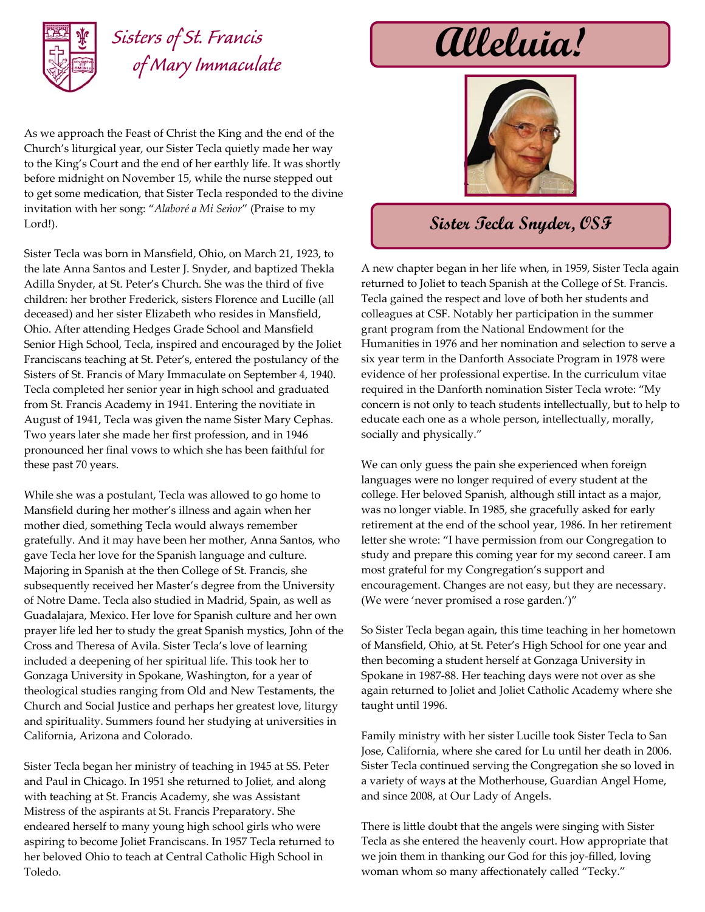# Sisters of St. Francis of Mary Immaculate

# Alleluia!

## Sister Tecla Snyder, OSF

As we approach the Feast of Christ the King and the end of the Church's liturgical year, our Sister Tecla quietly made her way to the King's Court and the end of her earthly life. It was shortly before midnight on November 15, while the nurse stepped out to get some medication, that Sister Tecla responded to the divine invitation with her song: "*Alaboré a Mi Seńor*" (Praise to my Lord!).

Sister Tecla was born in Mansfield, Ohio, on March 21, 1923, to the late Anna Santos and Lester J. Snyder, and baptized Thekla Adilla Snyder, at St. Peter's Church. She was the third of five children: her brother Frederick, sisters Florence and Lucille (all deceased) and her sister Elizabeth who resides in Mansfield, Ohio. After attending Hedges Grade School and Mansfield Senior High School, Tecla, inspired and encouraged by the Joliet Franciscans teaching at St. Peter's, entered the postulancy of the Sisters of St. Francis of Mary Immaculate on September 4, 1940. Tecla completed her senior year in high school and graduated from St. Francis Academy in 1941. Entering the novitiate in August of 1941, Tecla was given the name Sister Mary Cephas. Two years later she made her first profession, and in 1946 pronounced her final vows to which she has been faithful for these past 70 years.

While she was a postulant, Tecla was allowed to go home to Mansfield during her mother's illness and again when her mother died, something Tecla would always remember gratefully. And it may have been her mother, Anna Santos, who gave Tecla her love for the Spanish language and culture. Majoring in Spanish at the then College of St. Francis, she subsequently received her Master's degree from the University of Notre Dame. Tecla also studied in Madrid, Spain, as well as Guadalajara, Mexico. Her love for Spanish culture and her own prayer life led her to study the great Spanish mystics, John of the Cross and Theresa of Avila. Sister Tecla's love of learning included a deepening of her spiritual life. This took her to Gonzaga University in Spokane, Washington, for a year of theological studies ranging from Old and New Testaments, the Church and Social Justice and perhaps her greatest love, liturgy and spirituality. Summers found her studying at universities in California, Arizona and Colorado.

Sister Tecla began her ministry of teaching in 1945 at SS. Peter and Paul in Chicago. In 1951 she returned to Joliet, and along with teaching at St. Francis Academy, she was Assistant Mistress of the aspirants at St. Francis Preparatory. She endeared herself to many young high school girls who were aspiring to become Joliet Franciscans. In 1957 Tecla returned to her beloved Ohio to teach at Central Catholic High School in Toledo.

A new chapter began in her life when, in 1959, Sister Tecla again returned to Joliet to teach Spanish at the College of St. Francis. Tecla gained the respect and love of both her students and colleagues at CSF. Notably her participation in the summer grant program from the National Endowment for the Humanities in 1976 and her nomination and selection to serve a six year term in the Danforth Associate Program in 1978 were evidence of her professional expertise. In the curriculum vitae required in the Danforth nomination Sister Tecla wrote: "My concern is not only to teach students intellectually, but to help to educate each one as a whole person, intellectually, morally, socially and physically."

We can only guess the pain she experienced when foreign languages were no longer required of every student at the college. Her beloved Spanish, although still intact as a major, was no longer viable. In 1985, she gracefully asked for early retirement at the end of the school year, 1986. In her retirement letter she wrote: "I have permission from our Congregation to study and prepare this coming year for my second career. I am most grateful for my Congregation's support and encouragement. Changes are not easy, but they are necessary. (We were 'never promised a rose garden.')"

So Sister Tecla began again, this time teaching in her hometown of Mansfield, Ohio, at St. Peter's High School for one year and then becoming a student herself at Gonzaga University in Spokane in 1987-88. Her teaching days were not over as she again returned to Joliet and Joliet Catholic Academy where she taught until 1996.

Family ministry with her sister Lucille took Sister Tecla to San Jose, California, where she cared for Lu until her death in 2006. Sister Tecla continued serving the Congregation she so loved in a variety of ways at the Motherhouse, Guardian Angel Home, and since 2008, at Our Lady of Angels.

There is little doubt that the angels were singing with Sister Tecla as she entered the heavenly court. How appropriate that we join them in thanking our God for this joy-filled, loving woman whom so many affectionately called "Tecky."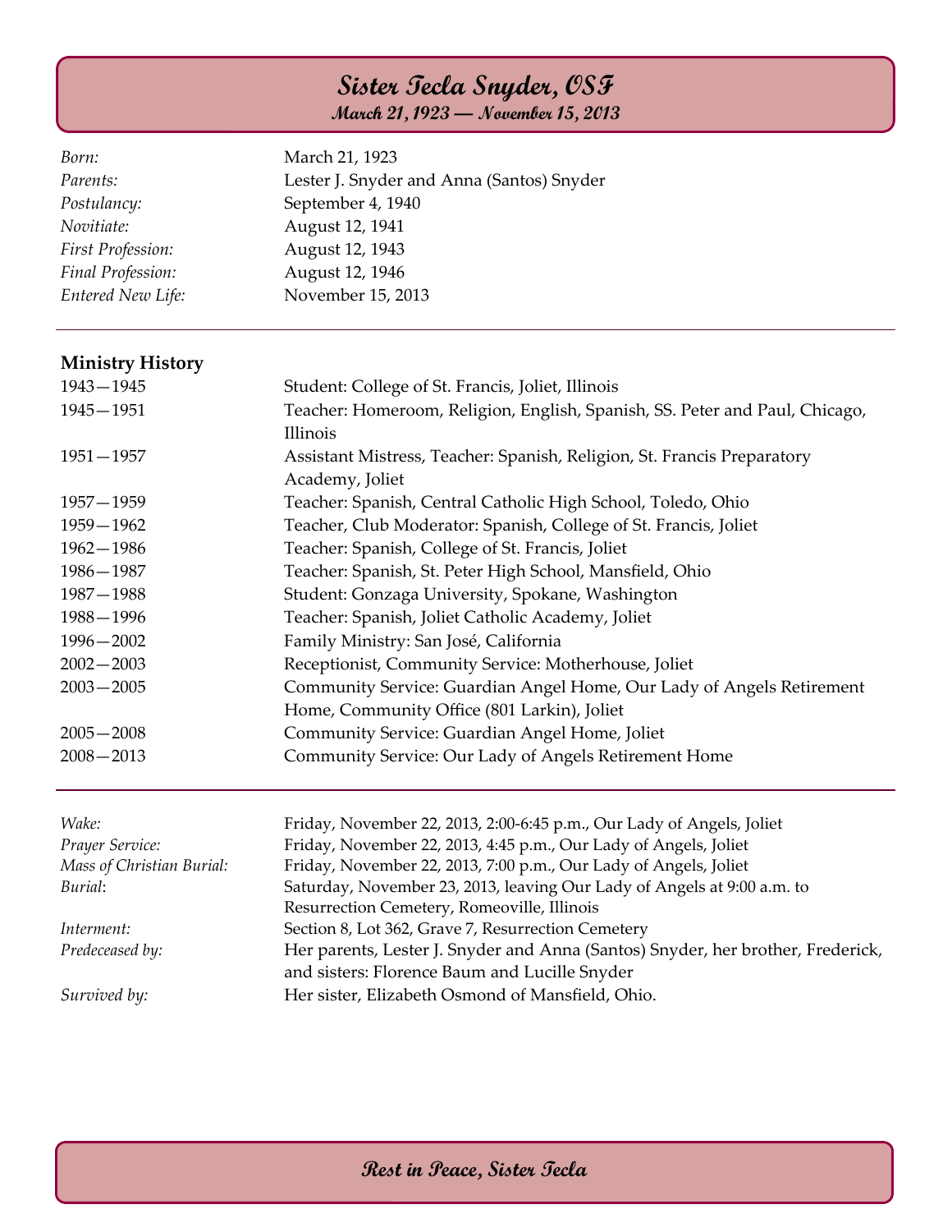# Sister Tecla Snyder, OSF

**March 21, 1923 — November 15, 2013**

| | |
|---|---|
| *Born:* | March 21, 1923 |
| *Parents:* | Lester J. Snyder and Anna (Santos) Snyder |
| *Postulancy:* | September 4, 1940 |
| *Novitiate:* | August 12, 1941 |
| *First Profession:* | August 12, 1943 |
| *Final Profession:* | August 12, 1946 |
| *Entered New Life:* | November 15, 2013 |

## Ministry History

| | |
|---|---|
| 1943—1945 | Student: College of St. Francis, Joliet, Illinois |
| 1945—1951 | Teacher: Homeroom, Religion, English, Spanish, SS. Peter and Paul, Chicago, Illinois |
| 1951—1957 | Assistant Mistress, Teacher: Spanish, Religion, St. Francis Preparatory Academy, Joliet |
| 1957—1959 | Teacher: Spanish, Central Catholic High School, Toledo, Ohio |
| 1959—1962 | Teacher, Club Moderator: Spanish, College of St. Francis, Joliet |
| 1962—1986 | Teacher: Spanish, College of St. Francis, Joliet |
| 1986—1987 | Teacher: Spanish, St. Peter High School, Mansfield, Ohio |
| 1987—1988 | Student: Gonzaga University, Spokane, Washington |
| 1988—1996 | Teacher: Spanish, Joliet Catholic Academy, Joliet |
| 1996—2002 | Family Ministry: San José, California |
| 2002—2003 | Receptionist, Community Service: Motherhouse, Joliet |
| 2003—2005 | Community Service: Guardian Angel Home, Our Lady of Angels Retirement Home, Community Office (801 Larkin), Joliet |
| 2005—2008 | Community Service: Guardian Angel Home, Joliet |
| 2008—2013 | Community Service: Our Lady of Angels Retirement Home |

| | |
|---|---|
| *Wake:* | Friday, November 22, 2013, 2:00-6:45 p.m., Our Lady of Angels, Joliet |
| *Prayer Service:* | Friday, November 22, 2013, 4:45 p.m., Our Lady of Angels, Joliet |
| *Mass of Christian Burial:* | Friday, November 22, 2013, 7:00 p.m., Our Lady of Angels, Joliet |
| *Burial:* | Saturday, November 23, 2013, leaving Our Lady of Angels at 9:00 a.m. to Resurrection Cemetery, Romeoville, Illinois |
| *Interment:* | Section 8, Lot 362, Grave 7, Resurrection Cemetery |
| *Predeceased by:* | Her parents, Lester J. Snyder and Anna (Santos) Snyder, her brother, Frederick, and sisters: Florence Baum and Lucille Snyder |
| *Survived by:* | Her sister, Elizabeth Osmond of Mansfield, Ohio. |

**Rest in Peace, Sister Tecla**